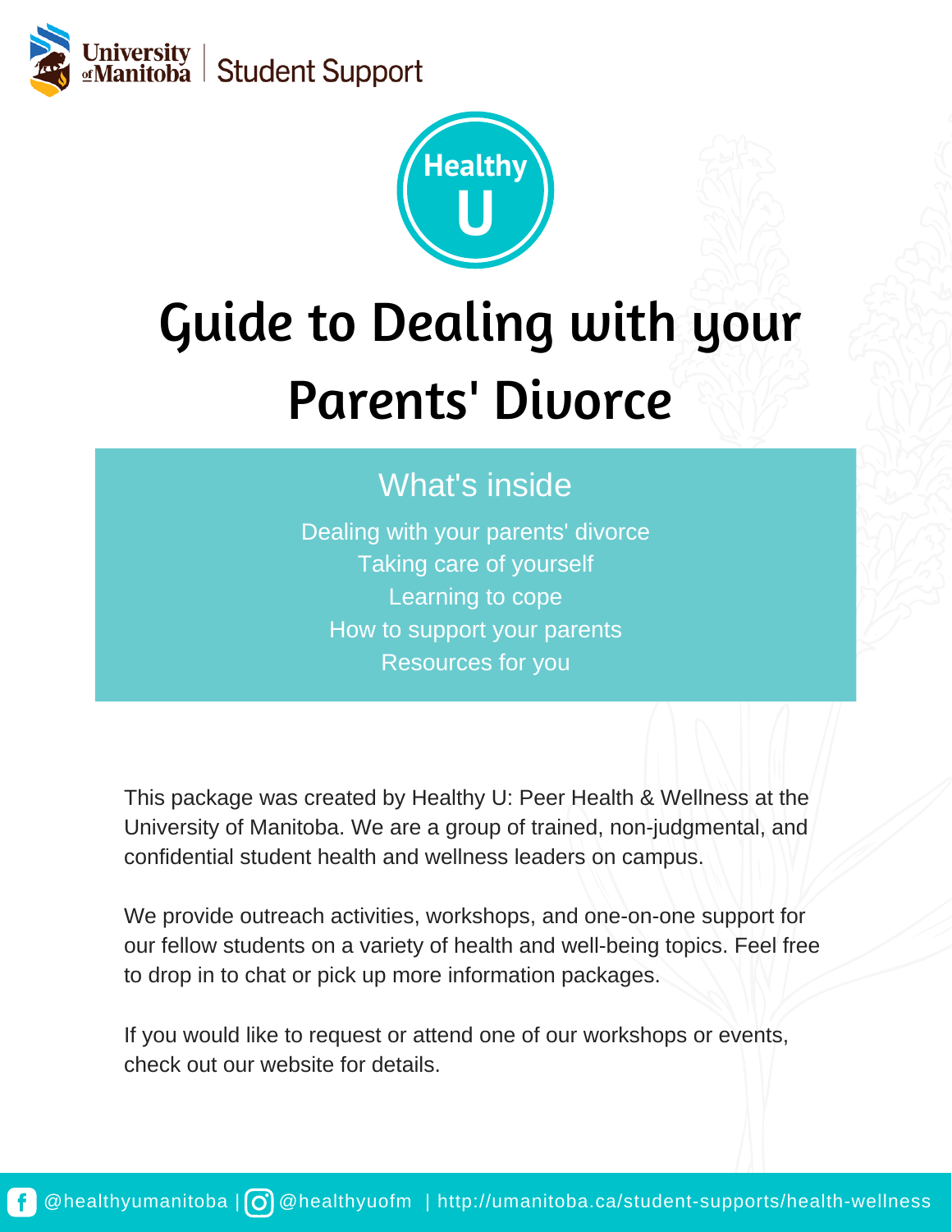University of Manitoba | Student Support

Healthy U

# Guide to Dealing with your Parents' Divorce

## What's inside

Dealing with your parents' divorce
Taking care of yourself
Learning to cope
How to support your parents
Resources for you

This package was created by Healthy U: Peer Health & Wellness at the University of Manitoba. We are a group of trained, non-judgmental, and confidential student health and wellness leaders on campus.

We provide outreach activities, workshops, and one-on-one support for our fellow students on a variety of health and well-being topics. Feel free to drop in to chat or pick up more information packages.

If you would like to request or attend one of our workshops or events, check out our website for details.

@healthyumanitoba | @healthyuofm | http://umanitoba.ca/student-supports/health-wellness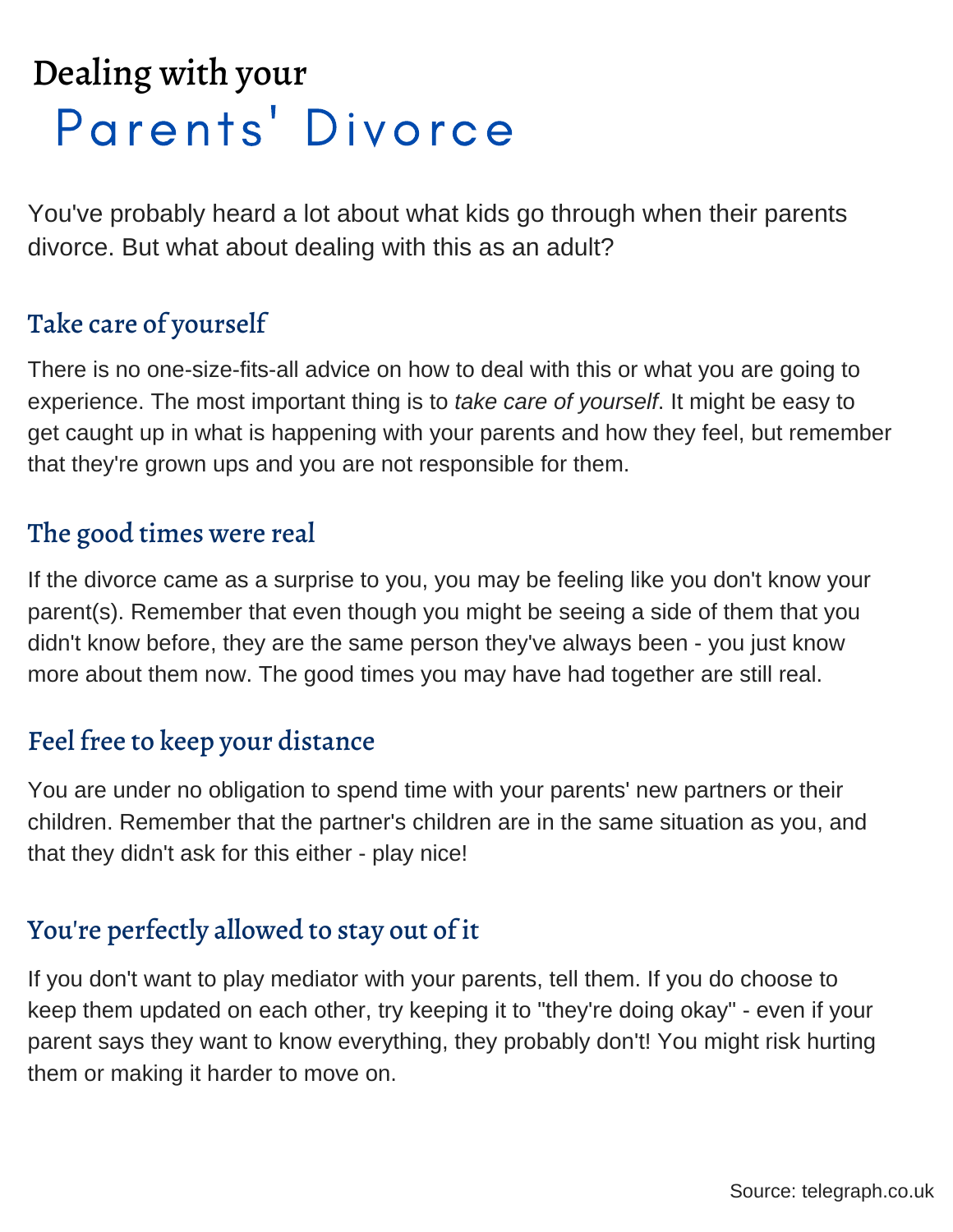# Dealing with your Parents' Divorce

You've probably heard a lot about what kids go through when their parents divorce. But what about dealing with this as an adult?

## Take care of yourself

There is no one-size-fits-all advice on how to deal with this or what you are going to experience. The most important thing is to *take care of yourself*. It might be easy to get caught up in what is happening with your parents and how they feel, but remember that they're grown ups and you are not responsible for them.

## The good times were real

If the divorce came as a surprise to you, you may be feeling like you don't know your parent(s). Remember that even though you might be seeing a side of them that you didn't know before, they are the same person they've always been - you just know more about them now. The good times you may have had together are still real.

## Feel free to keep your distance

You are under no obligation to spend time with your parents' new partners or their children. Remember that the partner's children are in the same situation as you, and that they didn't ask for this either - play nice!

## You're perfectly allowed to stay out of it

If you don't want to play mediator with your parents, tell them. If you do choose to keep them updated on each other, try keeping it to "they're doing okay" - even if your parent says they want to know everything, they probably don't! You might risk hurting them or making it harder to move on.

Source: telegraph.co.uk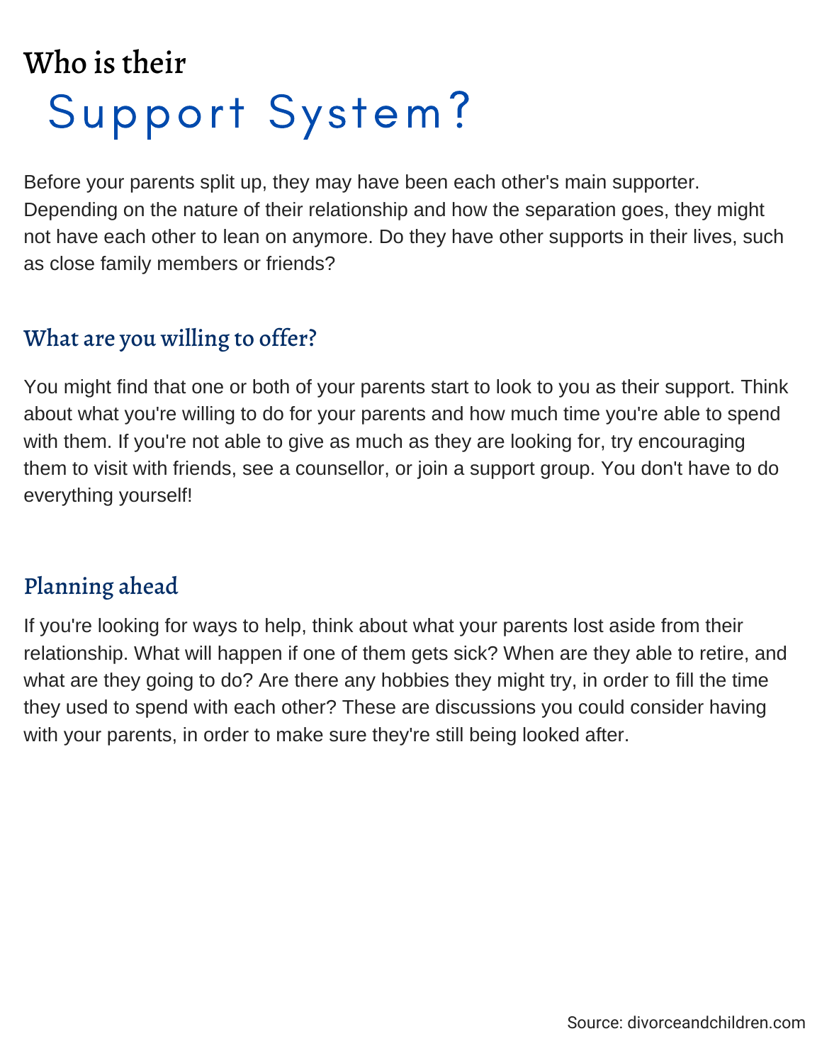# Who is their Support System?

Before your parents split up, they may have been each other's main supporter. Depending on the nature of their relationship and how the separation goes, they might not have each other to lean on anymore. Do they have other supports in their lives, such as close family members or friends?

## What are you willing to offer?

You might find that one or both of your parents start to look to you as their support. Think about what you're willing to do for your parents and how much time you're able to spend with them. If you're not able to give as much as they are looking for, try encouraging them to visit with friends, see a counsellor, or join a support group. You don't have to do everything yourself!

## Planning ahead

If you're looking for ways to help, think about what your parents lost aside from their relationship. What will happen if one of them gets sick? When are they able to retire, and what are they going to do? Are there any hobbies they might try, in order to fill the time they used to spend with each other? These are discussions you could consider having with your parents, in order to make sure they're still being looked after.

Source: divorceandchildren.com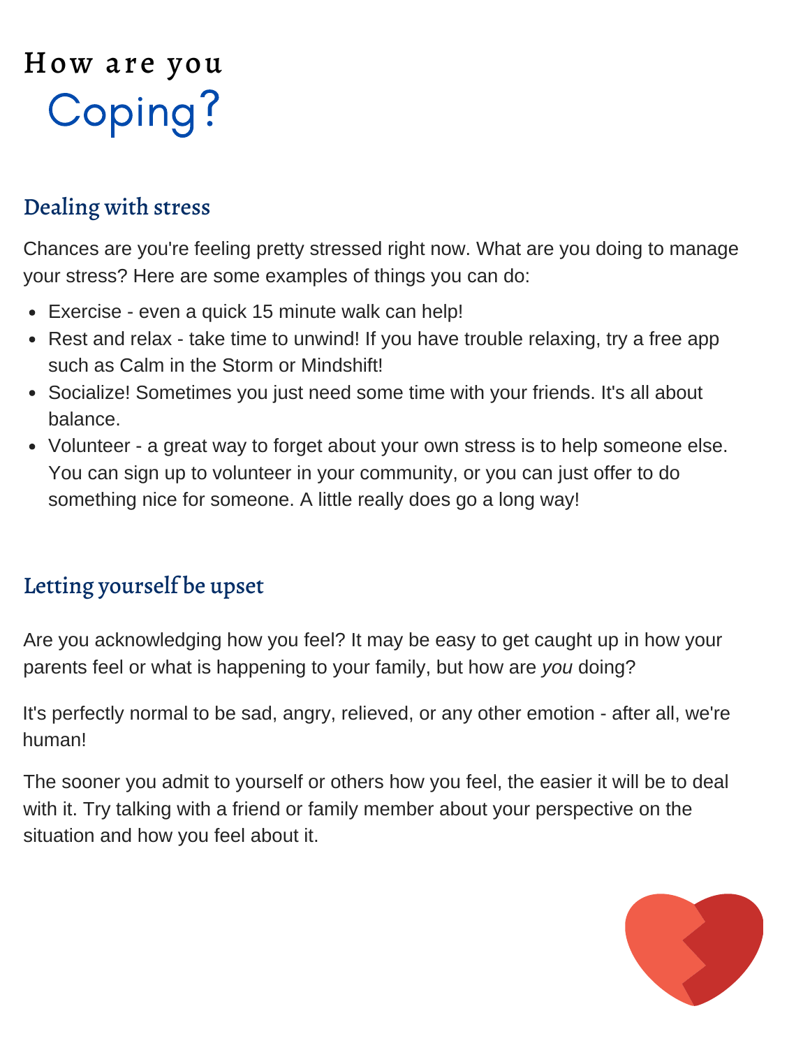# How are you Coping?

## Dealing with stress

Chances are you're feeling pretty stressed right now. What are you doing to manage your stress? Here are some examples of things you can do:

- Exercise - even a quick 15 minute walk can help!
- Rest and relax - take time to unwind! If you have trouble relaxing, try a free app such as Calm in the Storm or Mindshift!
- Socialize! Sometimes you just need some time with your friends. It's all about balance.
- Volunteer - a great way to forget about your own stress is to help someone else. You can sign up to volunteer in your community, or you can just offer to do something nice for someone. A little really does go a long way!

## Letting yourself be upset

Are you acknowledging how you feel? It may be easy to get caught up in how your parents feel or what is happening to your family, but how are *you* doing?

It's perfectly normal to be sad, angry, relieved, or any other emotion - after all, we're human!

The sooner you admit to yourself or others how you feel, the easier it will be to deal with it. Try talking with a friend or family member about your perspective on the situation and how you feel about it.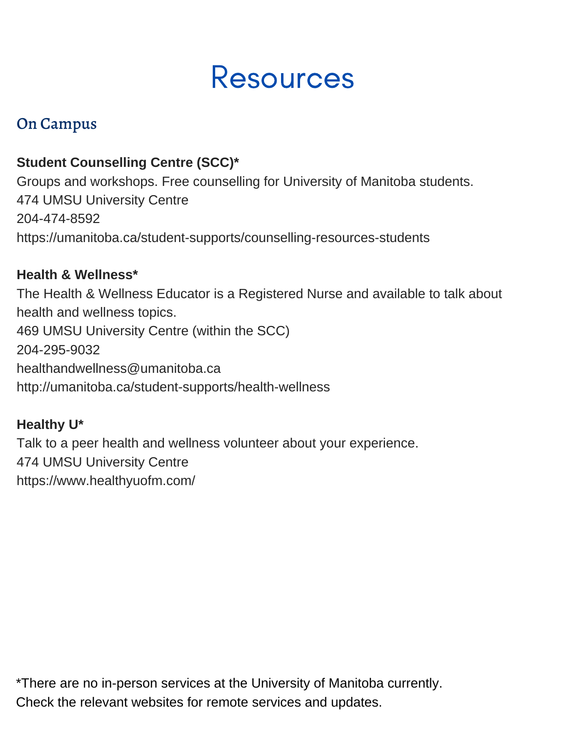# Resources

## On Campus

**Student Counselling Centre (SCC)***
Groups and workshops. Free counselling for University of Manitoba students.
474 UMSU University Centre
204-474-8592
https://umanitoba.ca/student-supports/counselling-resources-students

**Health & Wellness***
The Health & Wellness Educator is a Registered Nurse and available to talk about health and wellness topics.
469 UMSU University Centre (within the SCC)
204-295-9032
healthandwellness@umanitoba.ca
http://umanitoba.ca/student-supports/health-wellness

**Healthy U***
Talk to a peer health and wellness volunteer about your experience.
474 UMSU University Centre
https://www.healthyuofm.com/

*There are no in-person services at the University of Manitoba currently.
Check the relevant websites for remote services and updates.